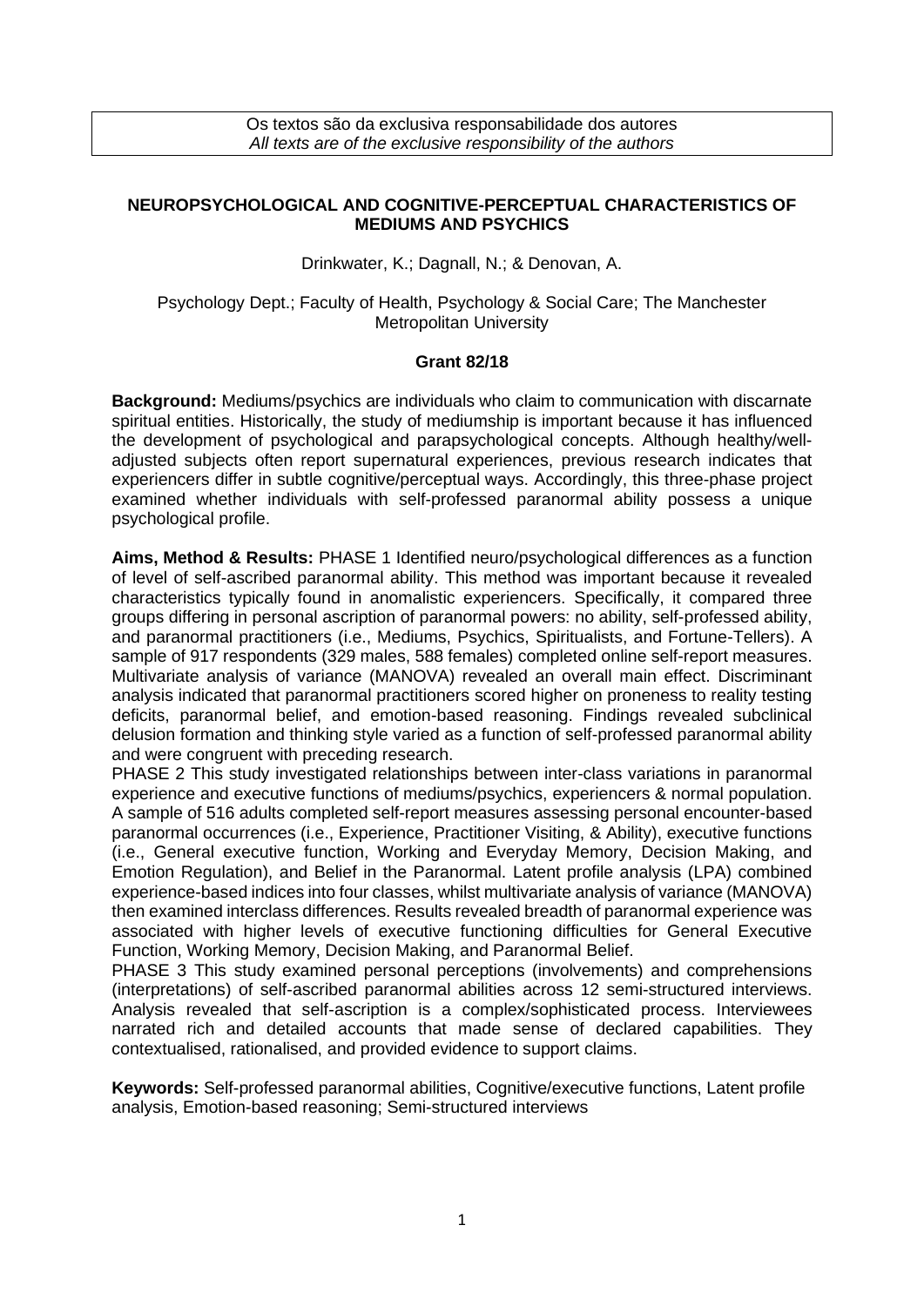Os textos são da exclusiva responsabilidade dos autores
*All texts are of the exclusive responsibility of the authors*

# NEUROPSYCHOLOGICAL AND COGNITIVE-PERCEPTUAL CHARACTERISTICS OF MEDIUMS AND PSYCHICS

Drinkwater, K.; Dagnall, N.; & Denovan, A.

Psychology Dept.; Faculty of Health, Psychology & Social Care; The Manchester Metropolitan University

**Grant 82/18**

**Background:** Mediums/psychics are individuals who claim to communication with discarnate spiritual entities. Historically, the study of mediumship is important because it has influenced the development of psychological and parapsychological concepts. Although healthy/well-adjusted subjects often report supernatural experiences, previous research indicates that experiencers differ in subtle cognitive/perceptual ways. Accordingly, this three-phase project examined whether individuals with self-professed paranormal ability possess a unique psychological profile.

**Aims, Method & Results:** PHASE 1 Identified neuro/psychological differences as a function of level of self-ascribed paranormal ability. This method was important because it revealed characteristics typically found in anomalistic experiencers. Specifically, it compared three groups differing in personal ascription of paranormal powers: no ability, self-professed ability, and paranormal practitioners (i.e., Mediums, Psychics, Spiritualists, and Fortune-Tellers). A sample of 917 respondents (329 males, 588 females) completed online self-report measures. Multivariate analysis of variance (MANOVA) revealed an overall main effect. Discriminant analysis indicated that paranormal practitioners scored higher on proneness to reality testing deficits, paranormal belief, and emotion-based reasoning. Findings revealed subclinical delusion formation and thinking style varied as a function of self-professed paranormal ability and were congruent with preceding research.

PHASE 2 This study investigated relationships between inter-class variations in paranormal experience and executive functions of mediums/psychics, experiencers & normal population. A sample of 516 adults completed self-report measures assessing personal encounter-based paranormal occurrences (i.e., Experience, Practitioner Visiting, & Ability), executive functions (i.e., General executive function, Working and Everyday Memory, Decision Making, and Emotion Regulation), and Belief in the Paranormal. Latent profile analysis (LPA) combined experience-based indices into four classes, whilst multivariate analysis of variance (MANOVA) then examined interclass differences. Results revealed breadth of paranormal experience was associated with higher levels of executive functioning difficulties for General Executive Function, Working Memory, Decision Making, and Paranormal Belief.

PHASE 3 This study examined personal perceptions (involvements) and comprehensions (interpretations) of self-ascribed paranormal abilities across 12 semi-structured interviews. Analysis revealed that self-ascription is a complex/sophisticated process. Interviewees narrated rich and detailed accounts that made sense of declared capabilities. They contextualised, rationalised, and provided evidence to support claims.

**Keywords:** Self-professed paranormal abilities, Cognitive/executive functions, Latent profile analysis, Emotion-based reasoning; Semi-structured interviews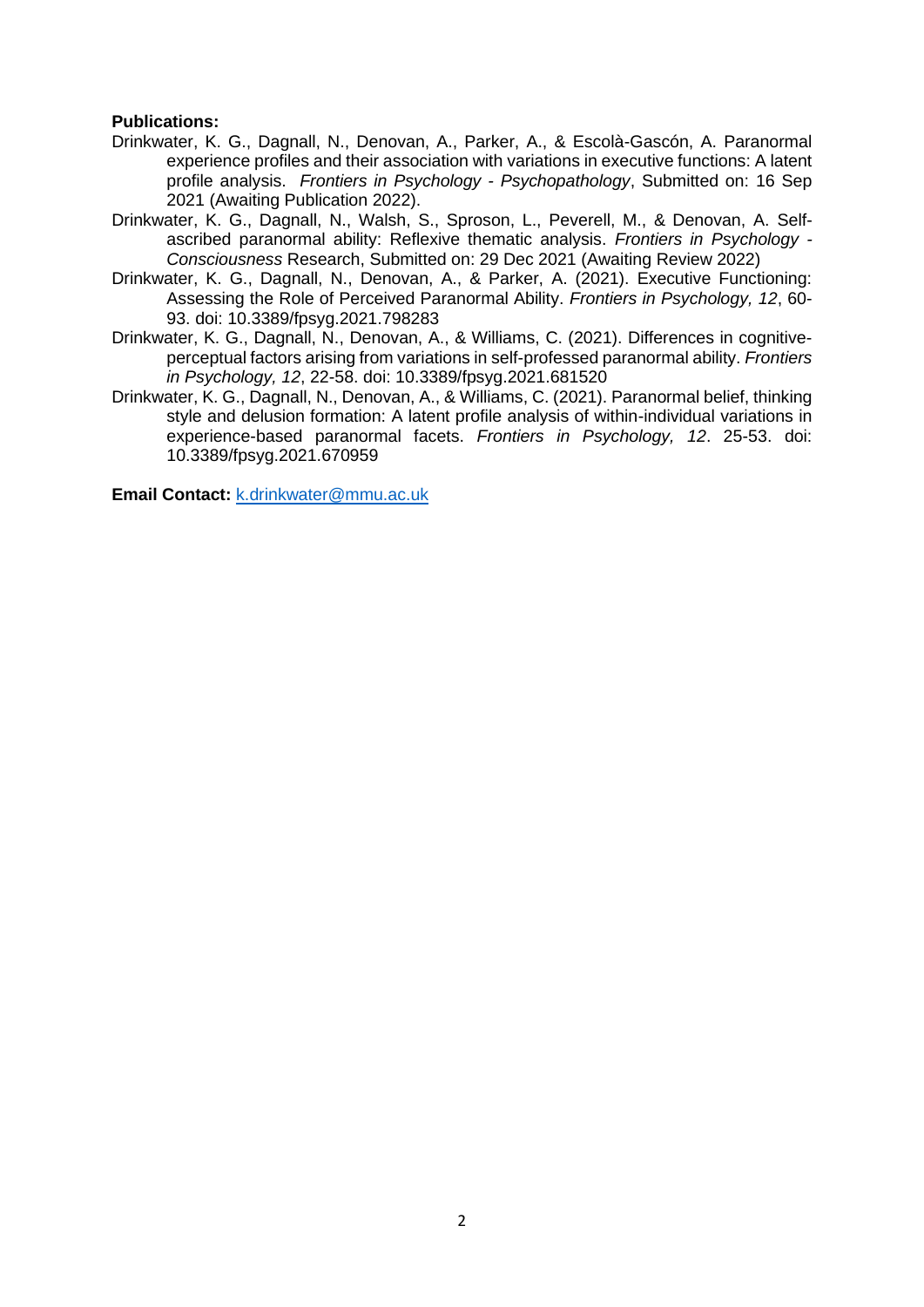**Publications:**

Drinkwater, K. G., Dagnall, N., Denovan, A., Parker, A., & Escolà-Gascón, A. Paranormal experience profiles and their association with variations in executive functions: A latent profile analysis. *Frontiers in Psychology - Psychopathology*, Submitted on: 16 Sep 2021 (Awaiting Publication 2022).

Drinkwater, K. G., Dagnall, N., Walsh, S., Sproson, L., Peverell, M., & Denovan, A. Self-ascribed paranormal ability: Reflexive thematic analysis. *Frontiers in Psychology - Consciousness* Research, Submitted on: 29 Dec 2021 (Awaiting Review 2022)

Drinkwater, K. G., Dagnall, N., Denovan, A., & Parker, A. (2021). Executive Functioning: Assessing the Role of Perceived Paranormal Ability. *Frontiers in Psychology, 12*, 60-93. doi: 10.3389/fpsyg.2021.798283

Drinkwater, K. G., Dagnall, N., Denovan, A., & Williams, C. (2021). Differences in cognitive-perceptual factors arising from variations in self-professed paranormal ability. *Frontiers in Psychology, 12*, 22-58. doi: 10.3389/fpsyg.2021.681520

Drinkwater, K. G., Dagnall, N., Denovan, A., & Williams, C. (2021). Paranormal belief, thinking style and delusion formation: A latent profile analysis of within-individual variations in experience-based paranormal facets. *Frontiers in Psychology, 12*. 25-53. doi: 10.3389/fpsyg.2021.670959

**Email Contact:** k.drinkwater@mmu.ac.uk